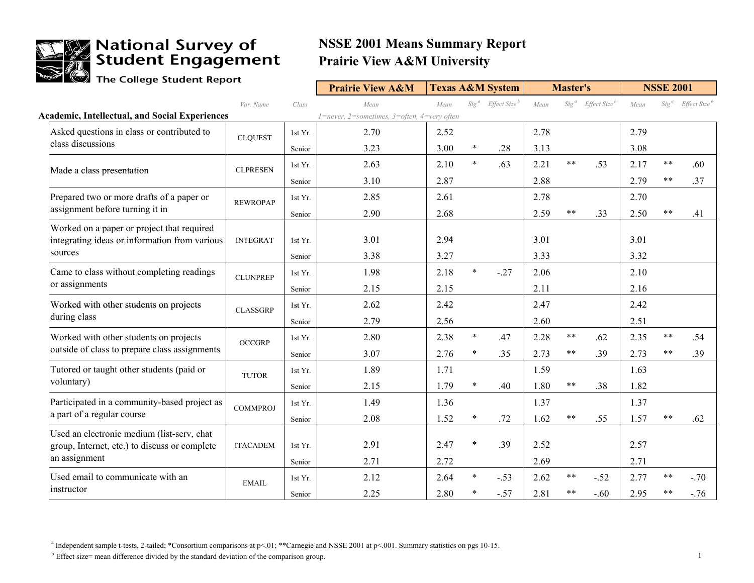National Survey of Student Engagement
The College Student Report

# NSSE 2001 Means Summary Report
# Prairie View A&M University

| | | | Prairie View A&M | Texas A&M System | | | Master's | | | NSSE 2001 | | |
|---|---|---|---|---|---|---|---|---|---|---|---|---|
| | *Var. Name* | *Class* | *Mean* | *Mean* | *Sig*[a] | *Effect Size*[b] | *Mean* | *Sig*[a] | *Effect Size*[b] | *Mean* | *Sig*[a] | *Effect Size*[b] |
| **Academic, Intellectual, and Social Experiences** | | | *1=never, 2=sometimes, 3=often, 4=very often* | | | | | | | | | |
| Asked questions in class or contributed to class discussions | CLQUEST | 1st Yr. | 2.70 | 2.52 | | | 2.78 | | | 2.79 | | |
| | | Senior | 3.23 | 3.00 | * | .28 | 3.13 | | | 3.08 | | |
| Made a class presentation | CLPRESEN | 1st Yr. | 2.63 | 2.10 | * | .63 | 2.21 | ** | .53 | 2.17 | ** | .60 |
| | | Senior | 3.10 | 2.87 | | | 2.88 | | | 2.79 | ** | .37 |
| Prepared two or more drafts of a paper or assignment before turning it in | REWROPAP | 1st Yr. | 2.85 | 2.61 | | | 2.78 | | | 2.70 | | |
| | | Senior | 2.90 | 2.68 | | | 2.59 | ** | .33 | 2.50 | ** | .41 |
| Worked on a paper or project that required integrating ideas or information from various sources | INTEGRAT | 1st Yr. | 3.01 | 2.94 | | | 3.01 | | | 3.01 | | |
| | | Senior | 3.38 | 3.27 | | | 3.33 | | | 3.32 | | |
| Came to class without completing readings or assignments | CLUNPREP | 1st Yr. | 1.98 | 2.18 | * | -.27 | 2.06 | | | 2.10 | | |
| | | Senior | 2.15 | 2.15 | | | 2.11 | | | 2.16 | | |
| Worked with other students on projects during class | CLASSGRP | 1st Yr. | 2.62 | 2.42 | | | 2.47 | | | 2.42 | | |
| | | Senior | 2.79 | 2.56 | | | 2.60 | | | 2.51 | | |
| Worked with other students on projects outside of class to prepare class assignments | OCCGRP | 1st Yr. | 2.80 | 2.38 | * | .47 | 2.28 | ** | .62 | 2.35 | ** | .54 |
| | | Senior | 3.07 | 2.76 | * | .35 | 2.73 | ** | .39 | 2.73 | ** | .39 |
| Tutored or taught other students (paid or voluntary) | TUTOR | 1st Yr. | 1.89 | 1.71 | | | 1.59 | | | 1.63 | | |
| | | Senior | 2.15 | 1.79 | * | .40 | 1.80 | ** | .38 | 1.82 | | |
| Participated in a community-based project as a part of a regular course | COMMPROJ | 1st Yr. | 1.49 | 1.36 | | | 1.37 | | | 1.37 | | |
| | | Senior | 2.08 | 1.52 | * | .72 | 1.62 | ** | .55 | 1.57 | ** | .62 |
| Used an electronic medium (list-serv, chat group, Internet, etc.) to discuss or complete an assignment | ITACADEM | 1st Yr. | 2.91 | 2.47 | * | .39 | 2.52 | | | 2.57 | | |
| | | Senior | 2.71 | 2.72 | | | 2.69 | | | 2.71 | | |
| Used email to communicate with an instructor | EMAIL | 1st Yr. | 2.12 | 2.64 | * | -.53 | 2.62 | ** | -.52 | 2.77 | ** | -.70 |
| | | Senior | 2.25 | 2.80 | * | -.57 | 2.81 | ** | -.60 | 2.95 | ** | -.76 |

[a] Independent sample t-tests, 2-tailed; *Consortium comparisons at p<.01; **Carnegie and NSSE 2001 at p<.001. Summary statistics on pgs 10-15.

[b] Effect size= mean difference divided by the standard deviation of the comparison group.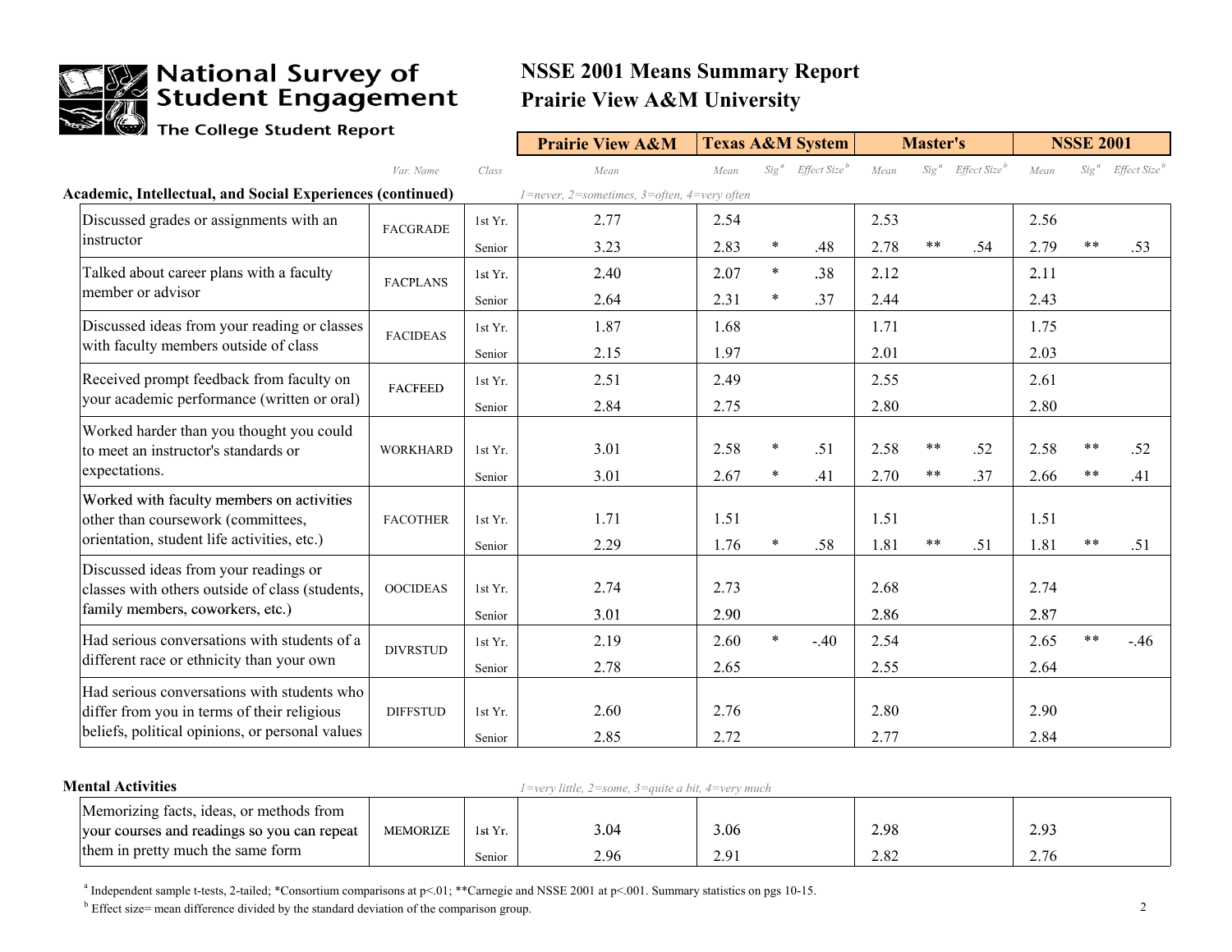# National Survey of Student Engagement

The College Student Report

## NSSE 2001 Means Summary Report
## Prairie View A&M University

| | | | Prairie View A&M | Texas A&M System | | | Master's | | | NSSE 2001 | | |
|---|---|---|---|---|---|---|---|---|---|---|---|---|
| | Var. Name | Class | Mean | Mean | Sig[a] | Effect Size[b] | Mean | Sig[a] | Effect Size[b] | Mean | Sig[a] | Effect Size[b] |
| **Academic, Intellectual, and Social Experiences (continued)** | | | *1=never, 2=sometimes, 3=often, 4=very often* | | | | | | | | | |
| Discussed grades or assignments with an instructor | FACGRADE | 1st Yr. | 2.77 | 2.54 | | | 2.53 | | | 2.56 | | |
| | | Senior | 3.23 | 2.83 | * | .48 | 2.78 | ** | .54 | 2.79 | ** | .53 |
| Talked about career plans with a faculty member or advisor | FACPLANS | 1st Yr. | 2.40 | 2.07 | * | .38 | 2.12 | | | 2.11 | | |
| | | Senior | 2.64 | 2.31 | * | .37 | 2.44 | | | 2.43 | | |
| Discussed ideas from your reading or classes with faculty members outside of class | FACIDEAS | 1st Yr. | 1.87 | 1.68 | | | 1.71 | | | 1.75 | | |
| | | Senior | 2.15 | 1.97 | | | 2.01 | | | 2.03 | | |
| Received prompt feedback from faculty on your academic performance (written or oral) | FACFEED | 1st Yr. | 2.51 | 2.49 | | | 2.55 | | | 2.61 | | |
| | | Senior | 2.84 | 2.75 | | | 2.80 | | | 2.80 | | |
| Worked harder than you thought you could to meet an instructor's standards or expectations. | WORKHARD | 1st Yr. | 3.01 | 2.58 | * | .51 | 2.58 | ** | .52 | 2.58 | ** | .52 |
| | | Senior | 3.01 | 2.67 | * | .41 | 2.70 | ** | .37 | 2.66 | ** | .41 |
| Worked with faculty members on activities other than coursework (committees, orientation, student life activities, etc.) | FACOTHER | 1st Yr. | 1.71 | 1.51 | | | 1.51 | | | 1.51 | | |
| | | Senior | 2.29 | 1.76 | * | .58 | 1.81 | ** | .51 | 1.81 | ** | .51 |
| Discussed ideas from your readings or classes with others outside of class (students, family members, coworkers, etc.) | OOCIDEAS | 1st Yr. | 2.74 | 2.73 | | | 2.68 | | | 2.74 | | |
| | | Senior | 3.01 | 2.90 | | | 2.86 | | | 2.87 | | |
| Had serious conversations with students of a different race or ethnicity than your own | DIVRSTUD | 1st Yr. | 2.19 | 2.60 | * | -.40 | 2.54 | | | 2.65 | ** | -.46 |
| | | Senior | 2.78 | 2.65 | | | 2.55 | | | 2.64 | | |
| Had serious conversations with students who differ from you in terms of their religious beliefs, political opinions, or personal values | DIFFSTUD | 1st Yr. | 2.60 | 2.76 | | | 2.80 | | | 2.90 | | |
| | | Senior | 2.85 | 2.72 | | | 2.77 | | | 2.84 | | |
| **Mental Activities** | | | *1=very little, 2=some, 3=quite a bit, 4=very much* | | | | | | | | | |
| Memorizing facts, ideas, or methods from your courses and readings so you can repeat them in pretty much the same form | MEMORIZE | 1st Yr. | 3.04 | 3.06 | | | 2.98 | | | 2.93 | | |
| | | Senior | 2.96 | 2.91 | | | 2.82 | | | 2.76 | | |

[a] Independent sample t-tests, 2-tailed; *Consortium comparisons at p<.01; **Carnegie and NSSE 2001 at p<.001. Summary statistics on pgs 10-15.

[b] Effect size= mean difference divided by the standard deviation of the comparison group.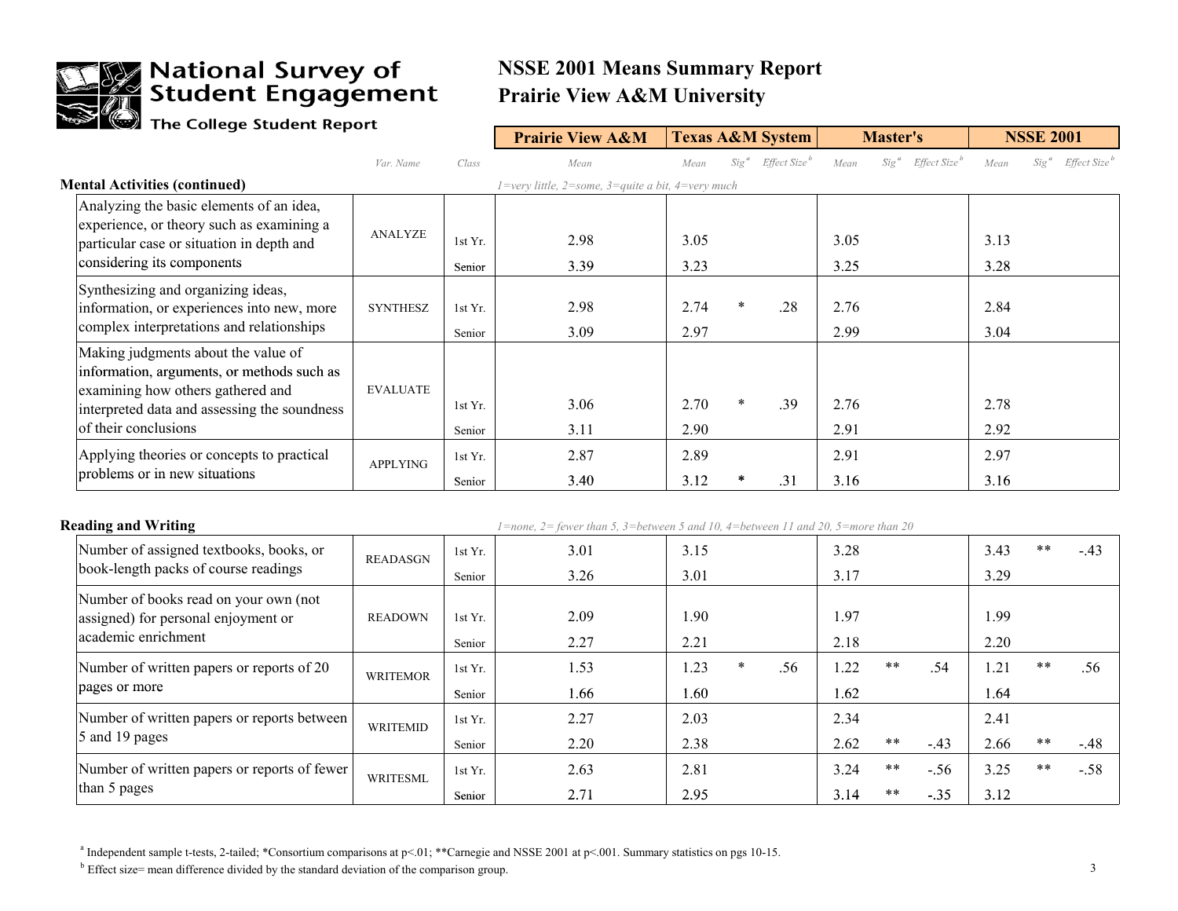# NSSE 2001 Means Summary Report
## Prairie View A&M University

National Survey of Student Engagement — The College Student Report

| | Var. Name | Class | Prairie View A&M Mean | Texas A&M System Mean | Sig[a] | Effect Size[b] | Master's Mean | Sig[a] | Effect Size[b] | NSSE 2001 Mean | Sig[a] | Effect Size[b] |
|---|---|---|---|---|---|---|---|---|---|---|---|---|
| **Mental Activities (continued)** | | | 1=very little, 2=some, 3=quite a bit, 4=very much | | | | | | | | | |
| Analyzing the basic elements of an idea, experience, or theory such as examining a particular case or situation in depth and considering its components | ANALYZE | 1st Yr. | 2.98 | 3.05 | | | 3.05 | | | 3.13 | | |
| | | Senior | 3.39 | 3.23 | | | 3.25 | | | 3.28 | | |
| Synthesizing and organizing ideas, information, or experiences into new, more complex interpretations and relationships | SYNTHESZ | 1st Yr. | 2.98 | 2.74 | * | .28 | 2.76 | | | 2.84 | | |
| | | Senior | 3.09 | 2.97 | | | 2.99 | | | 3.04 | | |
| Making judgments about the value of information, arguments, or methods such as examining how others gathered and interpreted data and assessing the soundness of their conclusions | EVALUATE | 1st Yr. | 3.06 | 2.70 | * | .39 | 2.76 | | | 2.78 | | |
| | | Senior | 3.11 | 2.90 | | | 2.91 | | | 2.92 | | |
| Applying theories or concepts to practical problems or in new situations | APPLYING | 1st Yr. | 2.87 | 2.89 | | | 2.91 | | | 2.97 | | |
| | | Senior | 3.40 | 3.12 | * | .31 | 3.16 | | | 3.16 | | |
| **Reading and Writing** | | | 1=none, 2= fewer than 5, 3=between 5 and 10, 4=between 11 and 20, 5=more than 20 | | | | | | | | | |
| Number of assigned textbooks, books, or book-length packs of course readings | READASGN | 1st Yr. | 3.01 | 3.15 | | | 3.28 | | | 3.43 | ** | -.43 |
| | | Senior | 3.26 | 3.01 | | | 3.17 | | | 3.29 | | |
| Number of books read on your own (not assigned) for personal enjoyment or academic enrichment | READOWN | 1st Yr. | 2.09 | 1.90 | | | 1.97 | | | 1.99 | | |
| | | Senior | 2.27 | 2.21 | | | 2.18 | | | 2.20 | | |
| Number of written papers or reports of 20 pages or more | WRITEMOR | 1st Yr. | 1.53 | 1.23 | * | .56 | 1.22 | ** | .54 | 1.21 | ** | .56 |
| | | Senior | 1.66 | 1.60 | | | 1.62 | | | 1.64 | | |
| Number of written papers or reports between 5 and 19 pages | WRITEMID | 1st Yr. | 2.27 | 2.03 | | | 2.34 | | | 2.41 | | |
| | | Senior | 2.20 | 2.38 | | | 2.62 | ** | -.43 | 2.66 | ** | -.48 |
| Number of written papers or reports of fewer than 5 pages | WRITESML | 1st Yr. | 2.63 | 2.81 | | | 3.24 | ** | -.56 | 3.25 | ** | -.58 |
| | | Senior | 2.71 | 2.95 | | | 3.14 | ** | -.35 | 3.12 | | |

[a] Independent sample t-tests, 2-tailed; *Consortium comparisons at p<.01; **Carnegie and NSSE 2001 at p<.001. Summary statistics on pgs 10-15.

[b] Effect size= mean difference divided by the standard deviation of the comparison group.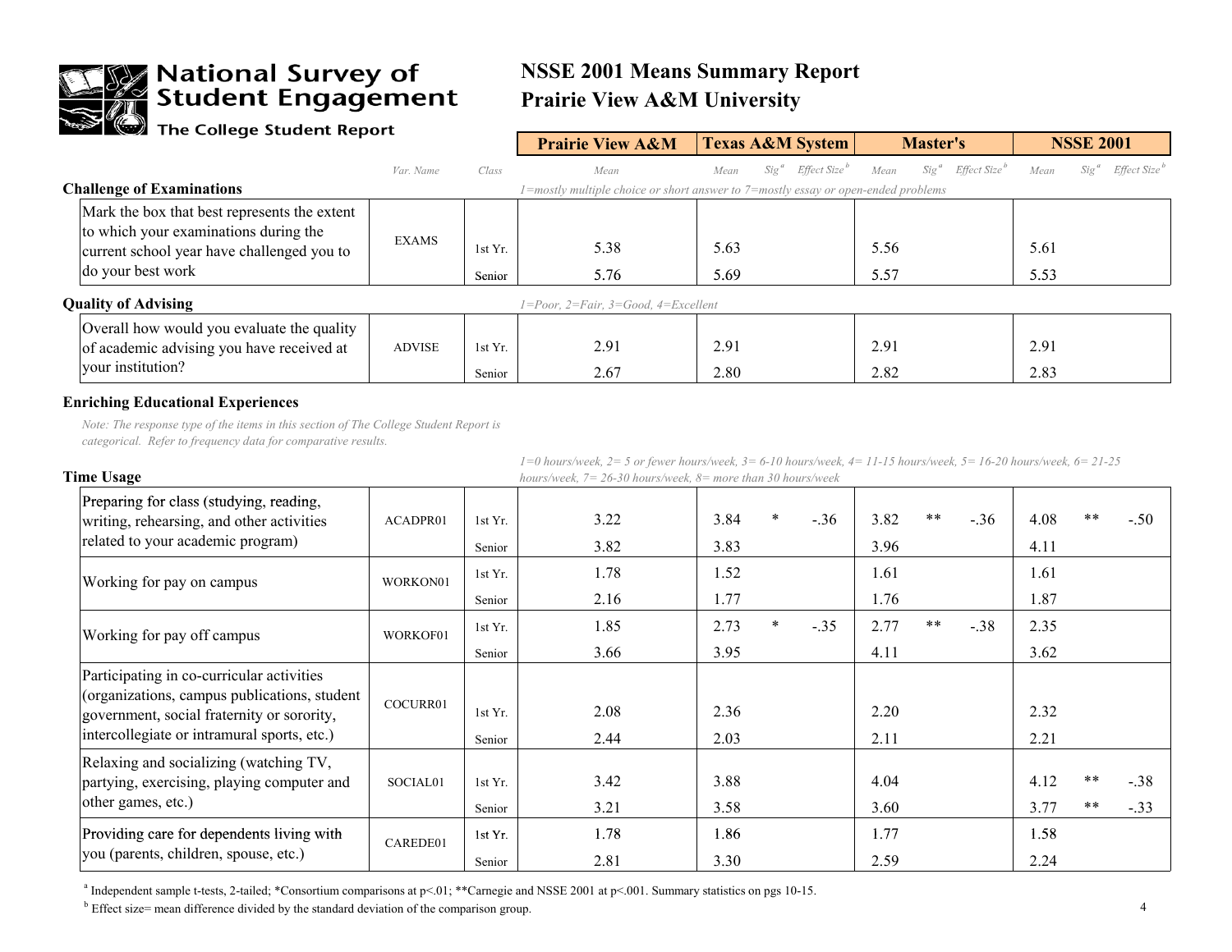# National Survey of Student Engagement
The College Student Report

## NSSE 2001 Means Summary Report
## Prairie View A&M University

| | Var. Name | Class | Prairie View A&M Mean | Texas A&M System Mean | Sig[a] | Effect Size[b] | Master's Mean | Sig[a] | Effect Size[b] | NSSE 2001 Mean | Sig[a] | Effect Size[b] |
|---|---|---|---|---|---|---|---|---|---|---|---|---|
| **Challenge of Examinations** | | | *1=mostly multiple choice or short answer to 7=mostly essay or open-ended problems* | | | | | | | | | |
| Mark the box that best represents the extent to which your examinations during the current school year have challenged you to do your best work | EXAMS | 1st Yr. | 5.38 | 5.63 | | | 5.56 | | | 5.61 | | |
| | | Senior | 5.76 | 5.69 | | | 5.57 | | | 5.53 | | |
| **Quality of Advising** | | | *1=Poor, 2=Fair, 3=Good, 4=Excellent* | | | | | | | | | |
| Overall how would you evaluate the quality of academic advising you have received at your institution? | ADVISE | 1st Yr. | 2.91 | 2.91 | | | 2.91 | | | 2.91 | | |
| | | Senior | 2.67 | 2.80 | | | 2.82 | | | 2.83 | | |

**Enriching Educational Experiences**

*Note: The response type of the items in this section of The College Student Report is categorical. Refer to frequency data for comparative results.*

| | Var. Name | Class | Prairie View A&M Mean | Texas A&M System Mean | Sig[a] | Effect Size[b] | Master's Mean | Sig[a] | Effect Size[b] | NSSE 2001 Mean | Sig[a] | Effect Size[b] |
|---|---|---|---|---|---|---|---|---|---|---|---|---|
| **Time Usage** | | | *1=0 hours/week, 2= 5 or fewer hours/week, 3= 6-10 hours/week, 4= 11-15 hours/week, 5= 16-20 hours/week, 6= 21-25 hours/week, 7= 26-30 hours/week, 8= more than 30 hours/week* | | | | | | | | | |
| Preparing for class (studying, reading, writing, rehearsing, and other activities related to your academic program) | ACADPR01 | 1st Yr. | 3.22 | 3.84 | * | -.36 | 3.82 | ** | -.36 | 4.08 | ** | -.50 |
| | | Senior | 3.82 | 3.83 | | | 3.96 | | | 4.11 | | |
| Working for pay on campus | WORKON01 | 1st Yr. | 1.78 | 1.52 | | | 1.61 | | | 1.61 | | |
| | | Senior | 2.16 | 1.77 | | | 1.76 | | | 1.87 | | |
| Working for pay off campus | WORKOF01 | 1st Yr. | 1.85 | 2.73 | * | -.35 | 2.77 | ** | -.38 | 2.35 | | |
| | | Senior | 3.66 | 3.95 | | | 4.11 | | | 3.62 | | |
| Participating in co-curricular activities (organizations, campus publications, student government, social fraternity or sorority, intercollegiate or intramural sports, etc.) | COCURR01 | 1st Yr. | 2.08 | 2.36 | | | 2.20 | | | 2.32 | | |
| | | Senior | 2.44 | 2.03 | | | 2.11 | | | 2.21 | | |
| Relaxing and socializing (watching TV, partying, exercising, playing computer and other games, etc.) | SOCIAL01 | 1st Yr. | 3.42 | 3.88 | | | 4.04 | | | 4.12 | ** | -.38 |
| | | Senior | 3.21 | 3.58 | | | 3.60 | | | 3.77 | ** | -.33 |
| Providing care for dependents living with you (parents, children, spouse, etc.) | CAREDE01 | 1st Yr. | 1.78 | 1.86 | | | 1.77 | | | 1.58 | | |
| | | Senior | 2.81 | 3.30 | | | 2.59 | | | 2.24 | | |

[a] Independent sample t-tests, 2-tailed; *Consortium comparisons at $p<.01$; **Carnegie and NSSE 2001 at $p<.001$. Summary statistics on pgs 10-15.

[b] Effect size= mean difference divided by the standard deviation of the comparison group.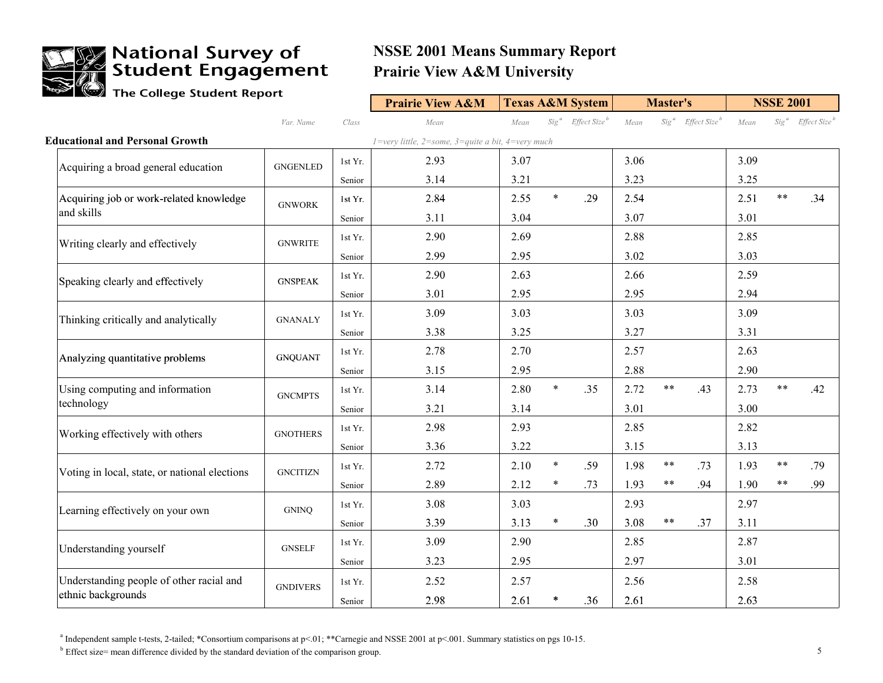# National Survey of Student Engagement

The College Student Report

## NSSE 2001 Means Summary Report
## Prairie View A&M University

| | Var. Name | Class | Prairie View A&M | Texas A&M System | | | Master's | | | NSSE 2001 | | |
|---|---|---|---|---|---|---|---|---|---|---|---|---|
| | | | Mean | Mean | Sig[a] | Effect Size[b] | Mean | Sig[a] | Effect Size[b] | Mean | Sig[a] | Effect Size[b] |
| **Educational and Personal Growth** | | | *1=very little, 2=some, 3=quite a bit, 4=very much* | | | | | | | | | |
| Acquiring a broad general education | GNGENLED | 1st Yr. | 2.93 | 3.07 | | | 3.06 | | | 3.09 | | |
| | | Senior | 3.14 | 3.21 | | | 3.23 | | | 3.25 | | |
| Acquiring job or work-related knowledge and skills | GNWORK | 1st Yr. | 2.84 | 2.55 | * | .29 | 2.54 | | | 2.51 | ** | .34 |
| | | Senior | 3.11 | 3.04 | | | 3.07 | | | 3.01 | | |
| Writing clearly and effectively | GNWRITE | 1st Yr. | 2.90 | 2.69 | | | 2.88 | | | 2.85 | | |
| | | Senior | 2.99 | 2.95 | | | 3.02 | | | 3.03 | | |
| Speaking clearly and effectively | GNSPEAK | 1st Yr. | 2.90 | 2.63 | | | 2.66 | | | 2.59 | | |
| | | Senior | 3.01 | 2.95 | | | 2.95 | | | 2.94 | | |
| Thinking critically and analytically | GNANALY | 1st Yr. | 3.09 | 3.03 | | | 3.03 | | | 3.09 | | |
| | | Senior | 3.38 | 3.25 | | | 3.27 | | | 3.31 | | |
| Analyzing quantitative problems | GNQUANT | 1st Yr. | 2.78 | 2.70 | | | 2.57 | | | 2.63 | | |
| | | Senior | 3.15 | 2.95 | | | 2.88 | | | 2.90 | | |
| Using computing and information technology | GNCMPTS | 1st Yr. | 3.14 | 2.80 | * | .35 | 2.72 | ** | .43 | 2.73 | ** | .42 |
| | | Senior | 3.21 | 3.14 | | | 3.01 | | | 3.00 | | |
| Working effectively with others | GNOTHERS | 1st Yr. | 2.98 | 2.93 | | | 2.85 | | | 2.82 | | |
| | | Senior | 3.36 | 3.22 | | | 3.15 | | | 3.13 | | |
| Voting in local, state, or national elections | GNCITIZN | 1st Yr. | 2.72 | 2.10 | * | .59 | 1.98 | ** | .73 | 1.93 | ** | .79 |
| | | Senior | 2.89 | 2.12 | * | .73 | 1.93 | ** | .94 | 1.90 | ** | .99 |
| Learning effectively on your own | GNINQ | 1st Yr. | 3.08 | 3.03 | | | 2.93 | | | 2.97 | | |
| | | Senior | 3.39 | 3.13 | * | .30 | 3.08 | ** | .37 | 3.11 | | |
| Understanding yourself | GNSELF | 1st Yr. | 3.09 | 2.90 | | | 2.85 | | | 2.87 | | |
| | | Senior | 3.23 | 2.95 | | | 2.97 | | | 3.01 | | |
| Understanding people of other racial and ethnic backgrounds | GNDIVERS | 1st Yr. | 2.52 | 2.57 | | | 2.56 | | | 2.58 | | |
| | | Senior | 2.98 | 2.61 | * | .36 | 2.61 | | | 2.63 | | |

[a] Independent sample t-tests, 2-tailed; *Consortium comparisons at p<.01; **Carnegie and NSSE 2001 at p<.001. Summary statistics on pgs 10-15.

[b] Effect size= mean difference divided by the standard deviation of the comparison group.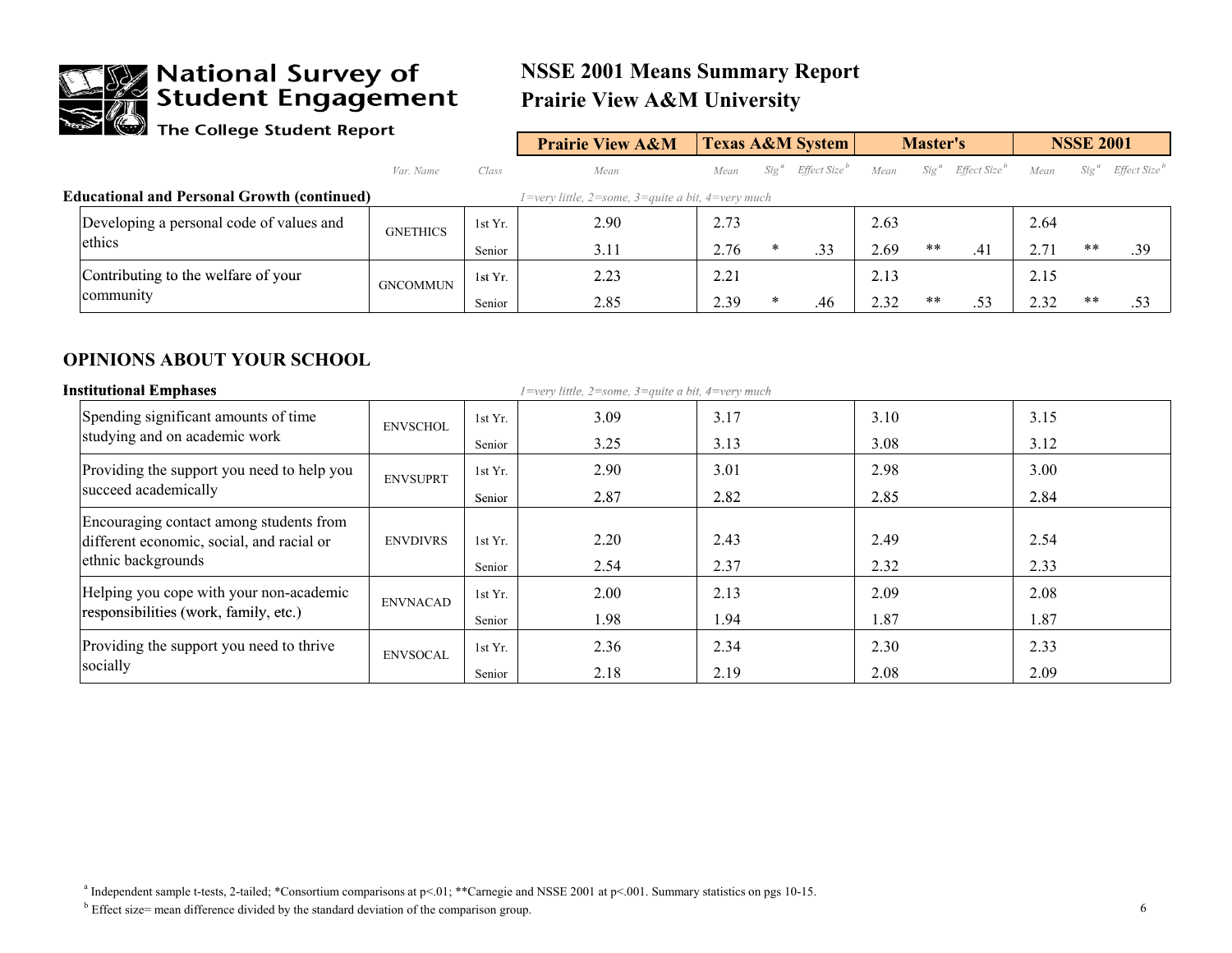# National Survey of Student Engagement

The College Student Report

## NSSE 2001 Means Summary Report
## Prairie View A&M University

**Educational and Personal Growth (continued)** — *1=very little, 2=some, 3=quite a bit, 4=very much*

| | Var. Name | Class | Prairie View A&M Mean | Texas A&M System Mean | Sig[a] | Effect Size[b] | Master's Mean | Sig[a] | Effect Size[b] | NSSE 2001 Mean | Sig[a] | Effect Size[b] |
|---|---|---|---|---|---|---|---|---|---|---|---|---|
| Developing a personal code of values and ethics | GNETHICS | 1st Yr. | 2.90 | 2.73 | | | 2.63 | | | 2.64 | | |
| | | Senior | 3.11 | 2.76 | * | .33 | 2.69 | ** | .41 | 2.71 | ** | .39 |
| Contributing to the welfare of your community | GNCOMMUN | 1st Yr. | 2.23 | 2.21 | | | 2.13 | | | 2.15 | | |
| | | Senior | 2.85 | 2.39 | * | .46 | 2.32 | ** | .53 | 2.32 | ** | .53 |

## OPINIONS ABOUT YOUR SCHOOL

**Institutional Emphases** — *1=very little, 2=some, 3=quite a bit, 4=very much*

| | Var. Name | Class | Prairie View A&M Mean | Texas A&M System Mean | Sig[a] | Effect Size[b] | Master's Mean | Sig[a] | Effect Size[b] | NSSE 2001 Mean | Sig[a] | Effect Size[b] |
|---|---|---|---|---|---|---|---|---|---|---|---|---|
| Spending significant amounts of time studying and on academic work | ENVSCHOL | 1st Yr. | 3.09 | 3.17 | | | 3.10 | | | 3.15 | | |
| | | Senior | 3.25 | 3.13 | | | 3.08 | | | 3.12 | | |
| Providing the support you need to help you succeed academically | ENVSUPRT | 1st Yr. | 2.90 | 3.01 | | | 2.98 | | | 3.00 | | |
| | | Senior | 2.87 | 2.82 | | | 2.85 | | | 2.84 | | |
| Encouraging contact among students from different economic, social, and racial or ethnic backgrounds | ENVDIVRS | 1st Yr. | 2.20 | 2.43 | | | 2.49 | | | 2.54 | | |
| | | Senior | 2.54 | 2.37 | | | 2.32 | | | 2.33 | | |
| Helping you cope with your non-academic responsibilities (work, family, etc.) | ENVNACAD | 1st Yr. | 2.00 | 2.13 | | | 2.09 | | | 2.08 | | |
| | | Senior | 1.98 | 1.94 | | | 1.87 | | | 1.87 | | |
| Providing the support you need to thrive socially | ENVSOCAL | 1st Yr. | 2.36 | 2.34 | | | 2.30 | | | 2.33 | | |
| | | Senior | 2.18 | 2.19 | | | 2.08 | | | 2.09 | | |

[a] Independent sample t-tests, 2-tailed; *Consortium comparisons at p<.01; **Carnegie and NSSE 2001 at p<.001. Summary statistics on pgs 10-15.

[b] Effect size= mean difference divided by the standard deviation of the comparison group.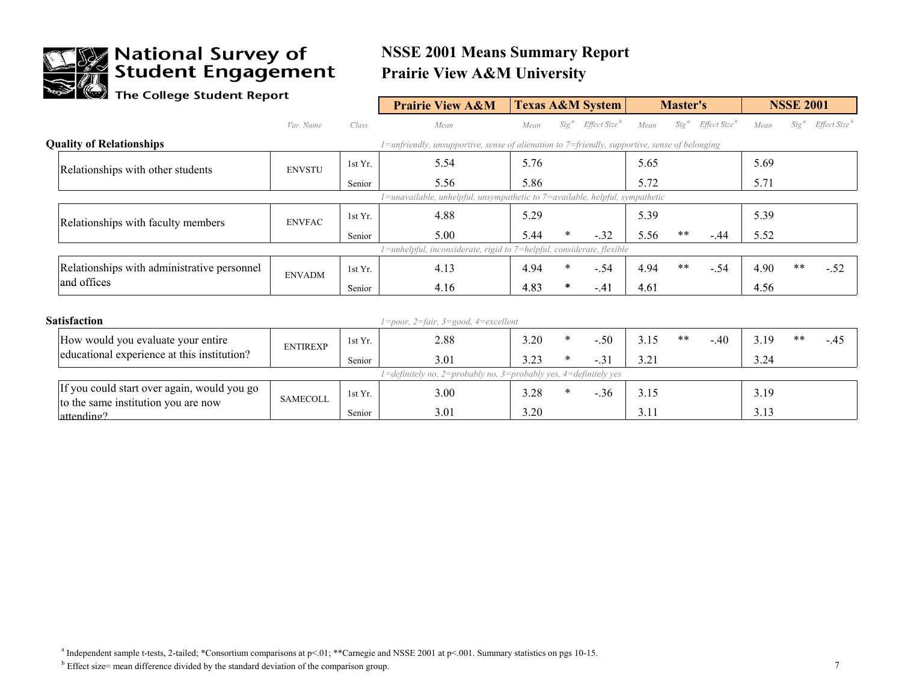# National Survey of Student Engagement

The College Student Report

## NSSE 2001 Means Summary Report
## Prairie View A&M University

| | Var. Name | Class | Prairie View A&M | Texas A&M System | | | Master's | | | NSSE 2001 | | |
|---|---|---|---|---|---|---|---|---|---|---|---|---|
| | | | Mean | Mean | Sig[a] | Effect Size[b] | Mean | Sig[a] | Effect Size[b] | Mean | Sig[a] | Effect Size[b] |
| **Quality of Relationships** | | | *1=unfriendly, unsupportive, sense of alienation to 7=friendly, supportive, sense of belonging* | | | | | | | | | |
| Relationships with other students | ENVSTU | 1st Yr. | 5.54 | 5.76 | | | 5.65 | | | 5.69 | | |
| | | Senior | 5.56 | 5.86 | | | 5.72 | | | 5.71 | | |
| | | | *1=unavailable, unhelpful, unsympathetic to 7=available, helpful, sympathetic* | | | | | | | | | |
| Relationships with faculty members | ENVFAC | 1st Yr. | 4.88 | 5.29 | | | 5.39 | | | 5.39 | | |
| | | Senior | 5.00 | 5.44 | * | -.32 | 5.56 | ** | -.44 | 5.52 | | |
| | | | *1=unhelpful, inconsiderate, rigid to 7=helpful, considerate, flexible* | | | | | | | | | |
| Relationships with administrative personnel and offices | ENVADM | 1st Yr. | 4.13 | 4.94 | * | -.54 | 4.94 | ** | -.54 | 4.90 | ** | -.52 |
| | | Senior | 4.16 | 4.83 | * | -.41 | 4.61 | | | 4.56 | | |
| **Satisfaction** | | | *1=poor, 2=fair, 3=good, 4=excellent* | | | | | | | | | |
| How would you evaluate your entire educational experience at this institution? | ENTIREXP | 1st Yr. | 2.88 | 3.20 | * | -.50 | 3.15 | ** | -.40 | 3.19 | ** | -.45 |
| | | Senior | 3.01 | 3.23 | * | -.31 | 3.21 | | | 3.24 | | |
| | | | *1=definitely no, 2=probably no, 3=probably yes, 4=definitely yes* | | | | | | | | | |
| If you could start over again, would you go to the same institution you are now attending? | SAMECOLL | 1st Yr. | 3.00 | 3.28 | * | -.36 | 3.15 | | | 3.19 | | |
| | | Senior | 3.01 | 3.20 | | | 3.11 | | | 3.13 | | |

[a] Independent sample t-tests, 2-tailed; *Consortium comparisons at p<.01; **Carnegie and NSSE 2001 at p<.001. Summary statistics on pgs 10-15.

[b] Effect size= mean difference divided by the standard deviation of the comparison group.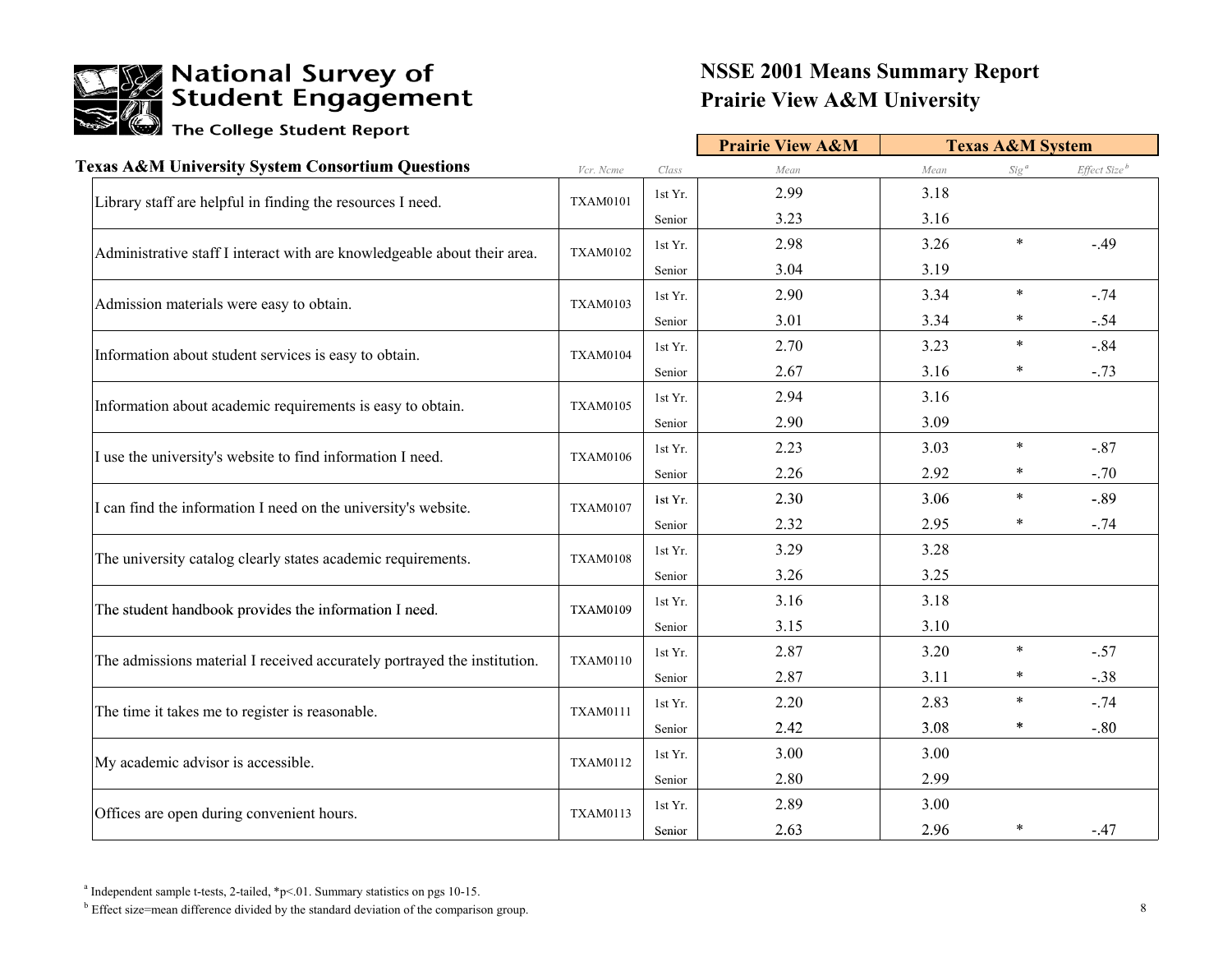# National Survey of Student Engagement

The College Student Report

## NSSE 2001 Means Summary Report
## Prairie View A&M University

### Texas A&M University System Consortium Questions

| | Vcr. Nαme | Class | Prairie View A&M Mean | Texas A&M System Mean | Sig[a] | Effect Size[b] |
|---|---|---|---|---|---|---|
| Library staff are helpful in finding the resources I need. | TXAM0101 | 1st Yr. | 2.99 | 3.18 | | |
| | | Senior | 3.23 | 3.16 | | |
| Administrative staff I interact with are knowledgeable about their area. | TXAM0102 | 1st Yr. | 2.98 | 3.26 | * | -.49 |
| | | Senior | 3.04 | 3.19 | | |
| Admission materials were easy to obtain. | TXAM0103 | 1st Yr. | 2.90 | 3.34 | * | -.74 |
| | | Senior | 3.01 | 3.34 | * | -.54 |
| Information about student services is easy to obtain. | TXAM0104 | 1st Yr. | 2.70 | 3.23 | * | -.84 |
| | | Senior | 2.67 | 3.16 | * | -.73 |
| Information about academic requirements is easy to obtain. | TXAM0105 | 1st Yr. | 2.94 | 3.16 | | |
| | | Senior | 2.90 | 3.09 | | |
| I use the university's website to find information I need. | TXAM0106 | 1st Yr. | 2.23 | 3.03 | * | -.87 |
| | | Senior | 2.26 | 2.92 | * | -.70 |
| I can find the information I need on the university's website. | TXAM0107 | 1st Yr. | 2.30 | 3.06 | * | -.89 |
| | | Senior | 2.32 | 2.95 | * | -.74 |
| The university catalog clearly states academic requirements. | TXAM0108 | 1st Yr. | 3.29 | 3.28 | | |
| | | Senior | 3.26 | 3.25 | | |
| The student handbook provides the information I need. | TXAM0109 | 1st Yr. | 3.16 | 3.18 | | |
| | | Senior | 3.15 | 3.10 | | |
| The admissions material I received accurately portrayed the institution. | TXAM0110 | 1st Yr. | 2.87 | 3.20 | * | -.57 |
| | | Senior | 2.87 | 3.11 | * | -.38 |
| The time it takes me to register is reasonable. | TXAM0111 | 1st Yr. | 2.20 | 2.83 | * | -.74 |
| | | Senior | 2.42 | 3.08 | * | -.80 |
| My academic advisor is accessible. | TXAM0112 | 1st Yr. | 3.00 | 3.00 | | |
| | | Senior | 2.80 | 2.99 | | |
| Offices are open during convenient hours. | TXAM0113 | 1st Yr. | 2.89 | 3.00 | | |
| | | Senior | 2.63 | 2.96 | * | -.47 |

[a] Independent sample t-tests, 2-tailed, *p<.01. Summary statistics on pgs 10-15.

[b] Effect size=mean difference divided by the standard deviation of the comparison group.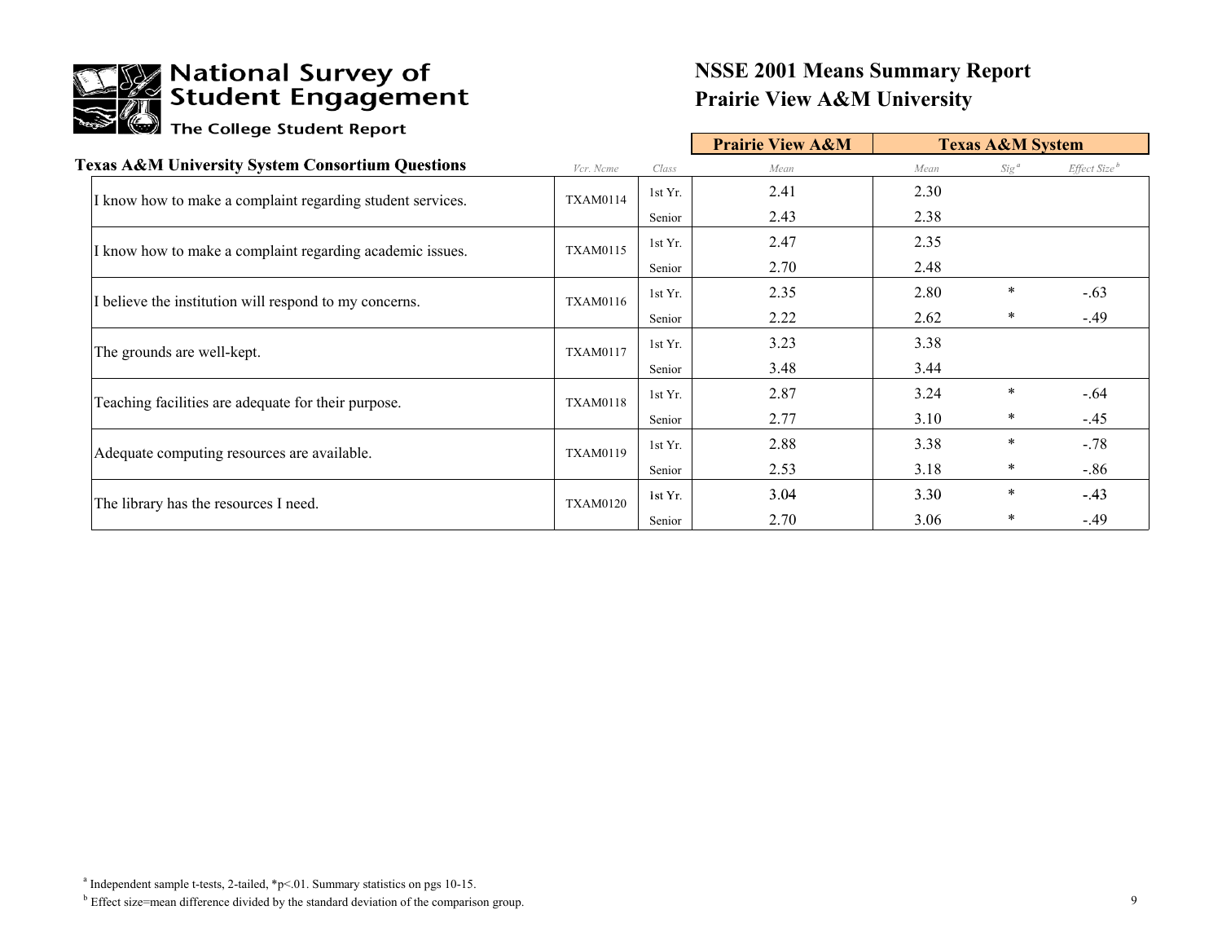# National Survey of Student Engagement

The College Student Report

## NSSE 2001 Means Summary Report
## Prairie View A&M University

### Texas A&M University System Consortium Questions

| | | | Prairie View A&M | Texas A&M System | | |
|---|---|---|---|---|---|---|
| | *Vcr. Ncme* | *Class* | *Mean* | *Mean* | *Sig*[a] | *Effect Size*[b] |
| I know how to make a complaint regarding student services. | TXAM0114 | 1st Yr. | 2.41 | 2.30 | | |
| | | Senior | 2.43 | 2.38 | | |
| I know how to make a complaint regarding academic issues. | TXAM0115 | 1st Yr. | 2.47 | 2.35 | | |
| | | Senior | 2.70 | 2.48 | | |
| I believe the institution will respond to my concerns. | TXAM0116 | 1st Yr. | 2.35 | 2.80 | * | -.63 |
| | | Senior | 2.22 | 2.62 | * | -.49 |
| The grounds are well-kept. | TXAM0117 | 1st Yr. | 3.23 | 3.38 | | |
| | | Senior | 3.48 | 3.44 | | |
| Teaching facilities are adequate for their purpose. | TXAM0118 | 1st Yr. | 2.87 | 3.24 | * | -.64 |
| | | Senior | 2.77 | 3.10 | * | -.45 |
| Adequate computing resources are available. | TXAM0119 | 1st Yr. | 2.88 | 3.38 | * | -.78 |
| | | Senior | 2.53 | 3.18 | * | -.86 |
| The library has the resources I need. | TXAM0120 | 1st Yr. | 3.04 | 3.30 | * | -.43 |
| | | Senior | 2.70 | 3.06 | * | -.49 |

[a] Independent sample t-tests, 2-tailed, *p<.01. Summary statistics on pgs 10-15.

[b] Effect size=mean difference divided by the standard deviation of the comparison group.